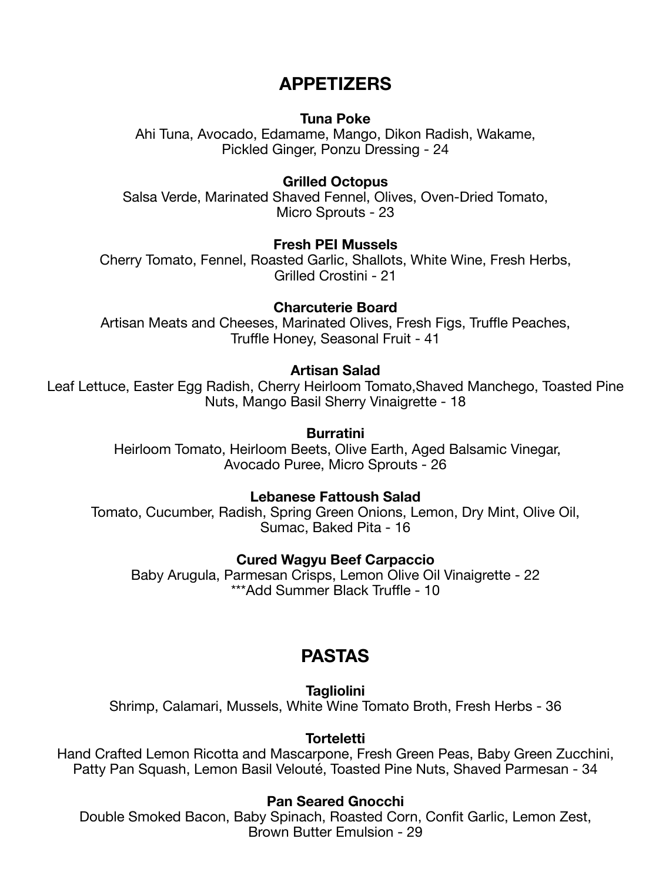## APPETIZERS

**Tuna Poke**
Ahi Tuna, Avocado, Edamame, Mango, Dikon Radish, Wakame, Pickled Ginger, Ponzu Dressing - 24

**Grilled Octopus**
Salsa Verde, Marinated Shaved Fennel, Olives, Oven-Dried Tomato, Micro Sprouts - 23

**Fresh PEI Mussels**
Cherry Tomato, Fennel, Roasted Garlic, Shallots, White Wine, Fresh Herbs, Grilled Crostini - 21

**Charcuterie Board**
Artisan Meats and Cheeses, Marinated Olives, Fresh Figs, Truffle Peaches, Truffle Honey, Seasonal Fruit - 41

**Artisan Salad**
Leaf Lettuce, Easter Egg Radish, Cherry Heirloom Tomato,Shaved Manchego, Toasted Pine Nuts, Mango Basil Sherry Vinaigrette - 18

**Burratini**
Heirloom Tomato, Heirloom Beets, Olive Earth, Aged Balsamic Vinegar, Avocado Puree, Micro Sprouts - 26

**Lebanese Fattoush Salad**
Tomato, Cucumber, Radish, Spring Green Onions, Lemon, Dry Mint, Olive Oil, Sumac, Baked Pita - 16

**Cured Wagyu Beef Carpaccio**
Baby Arugula, Parmesan Crisps, Lemon Olive Oil Vinaigrette - 22
***Add Summer Black Truffle - 10

## PASTAS

**Tagliolini**
Shrimp, Calamari, Mussels, White Wine Tomato Broth, Fresh Herbs - 36

**Torteletti**
Hand Crafted Lemon Ricotta and Mascarpone, Fresh Green Peas, Baby Green Zucchini, Patty Pan Squash, Lemon Basil Velouté, Toasted Pine Nuts, Shaved Parmesan - 34

**Pan Seared Gnocchi**
Double Smoked Bacon, Baby Spinach, Roasted Corn, Confit Garlic, Lemon Zest, Brown Butter Emulsion - 29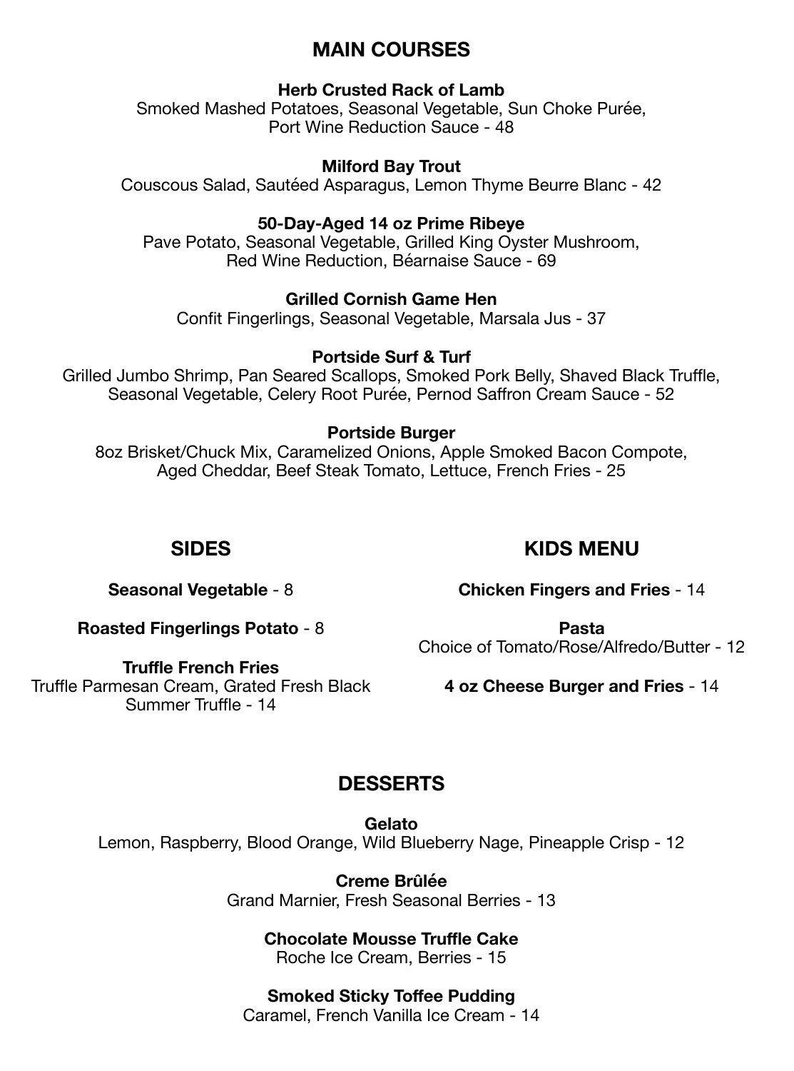## MAIN COURSES

**Herb Crusted Rack of Lamb**
Smoked Mashed Potatoes, Seasonal Vegetable, Sun Choke Purée, Port Wine Reduction Sauce - 48

**Milford Bay Trout**
Couscous Salad, Sautéed Asparagus, Lemon Thyme Beurre Blanc - 42

**50-Day-Aged 14 oz Prime Ribeye**
Pave Potato, Seasonal Vegetable, Grilled King Oyster Mushroom, Red Wine Reduction, Béarnaise Sauce - 69

**Grilled Cornish Game Hen**
Confit Fingerlings, Seasonal Vegetable, Marsala Jus - 37

**Portside Surf & Turf**
Grilled Jumbo Shrimp, Pan Seared Scallops, Smoked Pork Belly, Shaved Black Truffle, Seasonal Vegetable, Celery Root Purée, Pernod Saffron Cream Sauce - 52

**Portside Burger**
8oz Brisket/Chuck Mix, Caramelized Onions, Apple Smoked Bacon Compote, Aged Cheddar, Beef Steak Tomato, Lettuce, French Fries - 25

## SIDES

**Seasonal Vegetable** - 8

**Roasted Fingerlings Potato** - 8

**Truffle French Fries**
Truffle Parmesan Cream, Grated Fresh Black Summer Truffle - 14

## KIDS MENU

**Chicken Fingers and Fries** - 14

**Pasta**
Choice of Tomato/Rose/Alfredo/Butter - 12

**4 oz Cheese Burger and Fries** - 14

## DESSERTS

**Gelato**
Lemon, Raspberry, Blood Orange, Wild Blueberry Nage, Pineapple Crisp - 12

**Creme Brûlée**
Grand Marnier, Fresh Seasonal Berries - 13

**Chocolate Mousse Truffle Cake**
Roche Ice Cream, Berries - 15

**Smoked Sticky Toffee Pudding**
Caramel, French Vanilla Ice Cream - 14